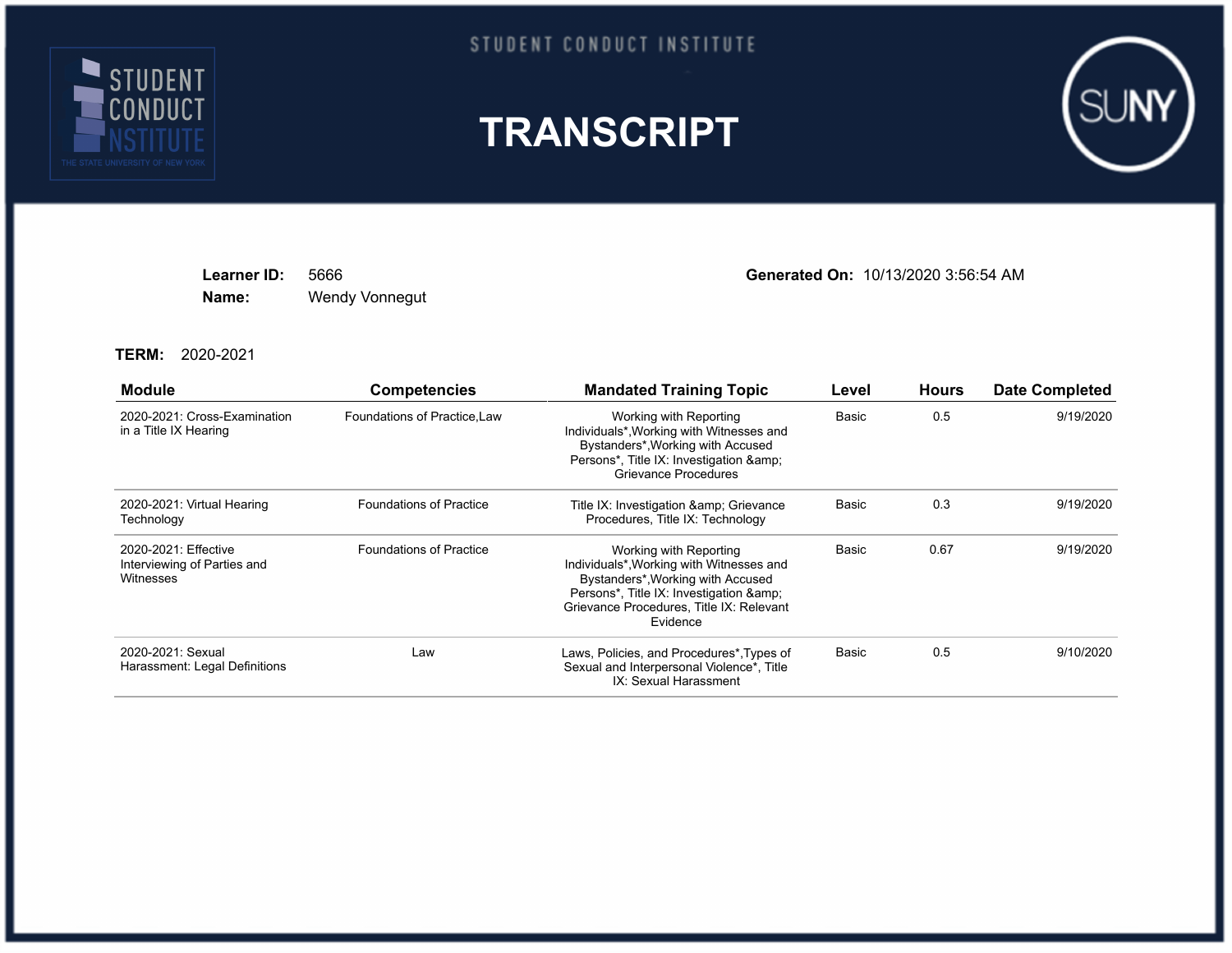STUDENT CONDUCT INSTITUTE

# TRANSCRIPT

**Learner ID:** 5666
**Name:** Wendy Vonnegut

**Generated On:** 10/13/2020 3:56:54 AM

**TERM:** 2020-2021

| Module | Competencies | Mandated Training Topic | Level | Hours | Date Completed |
|---|---|---|---|---|---|
| 2020-2021: Cross-Examination in a Title IX Hearing | Foundations of Practice,Law | Working with Reporting Individuals*,Working with Witnesses and Bystanders*,Working with Accused Persons*, Title IX: Investigation &amp; Grievance Procedures | Basic | 0.5 | 9/19/2020 |
| 2020-2021: Virtual Hearing Technology | Foundations of Practice | Title IX: Investigation &amp; Grievance Procedures, Title IX: Technology | Basic | 0.3 | 9/19/2020 |
| 2020-2021: Effective Interviewing of Parties and Witnesses | Foundations of Practice | Working with Reporting Individuals*,Working with Witnesses and Bystanders*,Working with Accused Persons*, Title IX: Investigation &amp; Grievance Procedures, Title IX: Relevant Evidence | Basic | 0.67 | 9/19/2020 |
| 2020-2021: Sexual Harassment: Legal Definitions | Law | Laws, Policies, and Procedures*,Types of Sexual and Interpersonal Violence*, Title IX: Sexual Harassment | Basic | 0.5 | 9/10/2020 |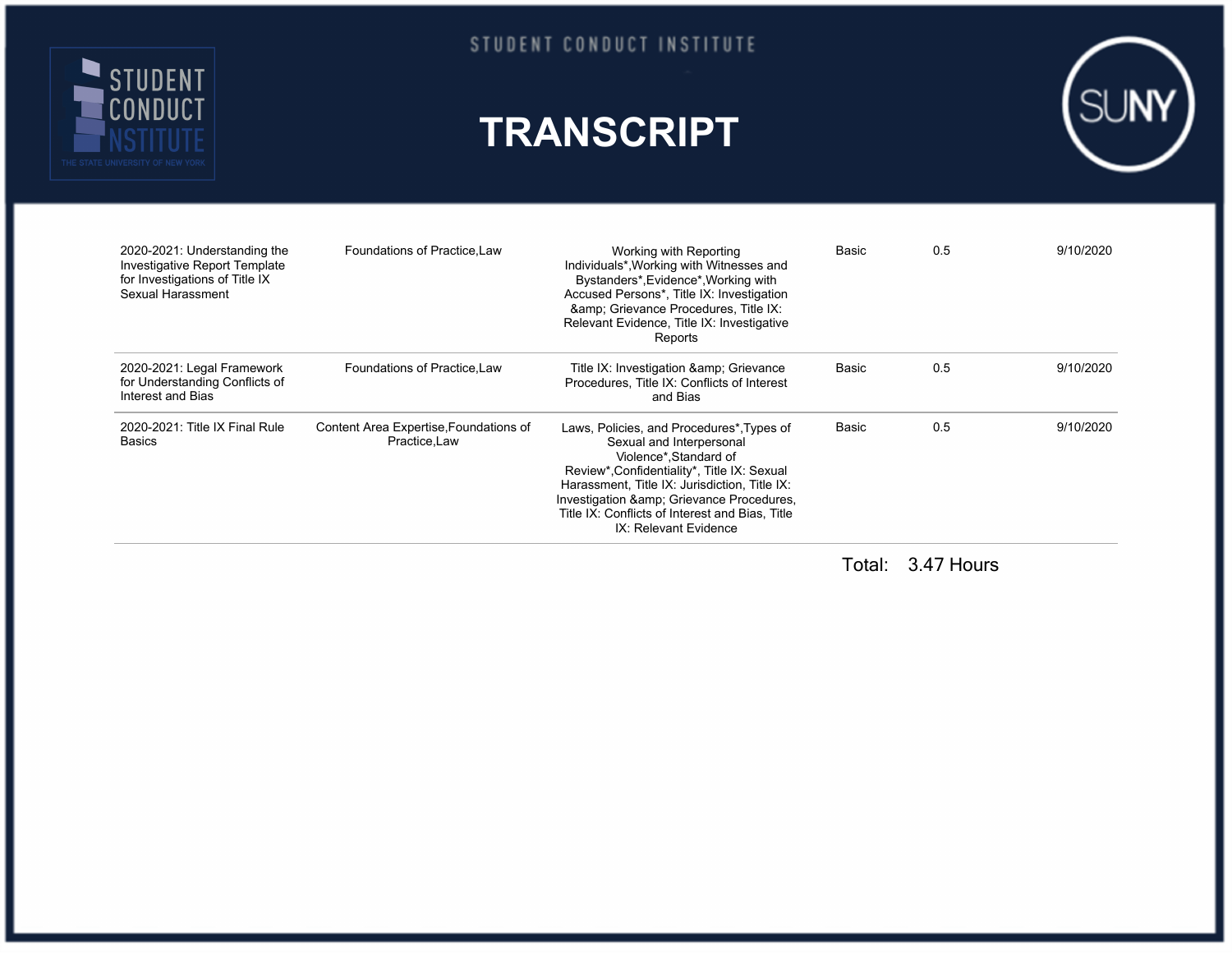# TRANSCRIPT

| | | | | | |
|---|---|---|---|---|---|
| 2020-2021: Understanding the Investigative Report Template for Investigations of Title IX Sexual Harassment | Foundations of Practice,Law | Working with Reporting Individuals*,Working with Witnesses and Bystanders*,Evidence*,Working with Accused Persons*, Title IX: Investigation &amp; Grievance Procedures, Title IX: Relevant Evidence, Title IX: Investigative Reports | Basic | 0.5 | 9/10/2020 |
| 2020-2021: Legal Framework for Understanding Conflicts of Interest and Bias | Foundations of Practice,Law | Title IX: Investigation &amp; Grievance Procedures, Title IX: Conflicts of Interest and Bias | Basic | 0.5 | 9/10/2020 |
| 2020-2021: Title IX Final Rule Basics | Content Area Expertise,Foundations of Practice,Law | Laws, Policies, and Procedures*,Types of Sexual and Interpersonal Violence*,Standard of Review*,Confidentiality*, Title IX: Sexual Harassment, Title IX: Jurisdiction, Title IX: Investigation &amp; Grievance Procedures, Title IX: Conflicts of Interest and Bias, Title IX: Relevant Evidence | Basic | 0.5 | 9/10/2020 |

Total: 3.47 Hours